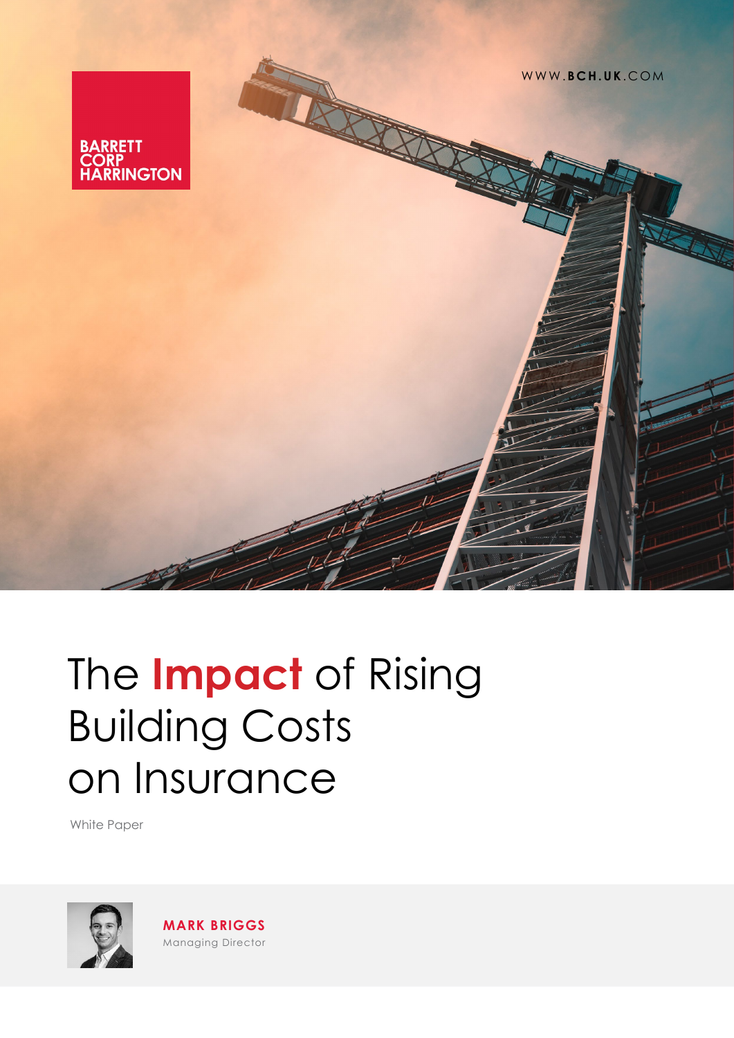BARRETT CORP HARRINGTON

WWW.BCH.UK.COM

# The **Impact** of Rising Building Costs on Insurance

White Paper

**MARK BRIGGS**
Managing Director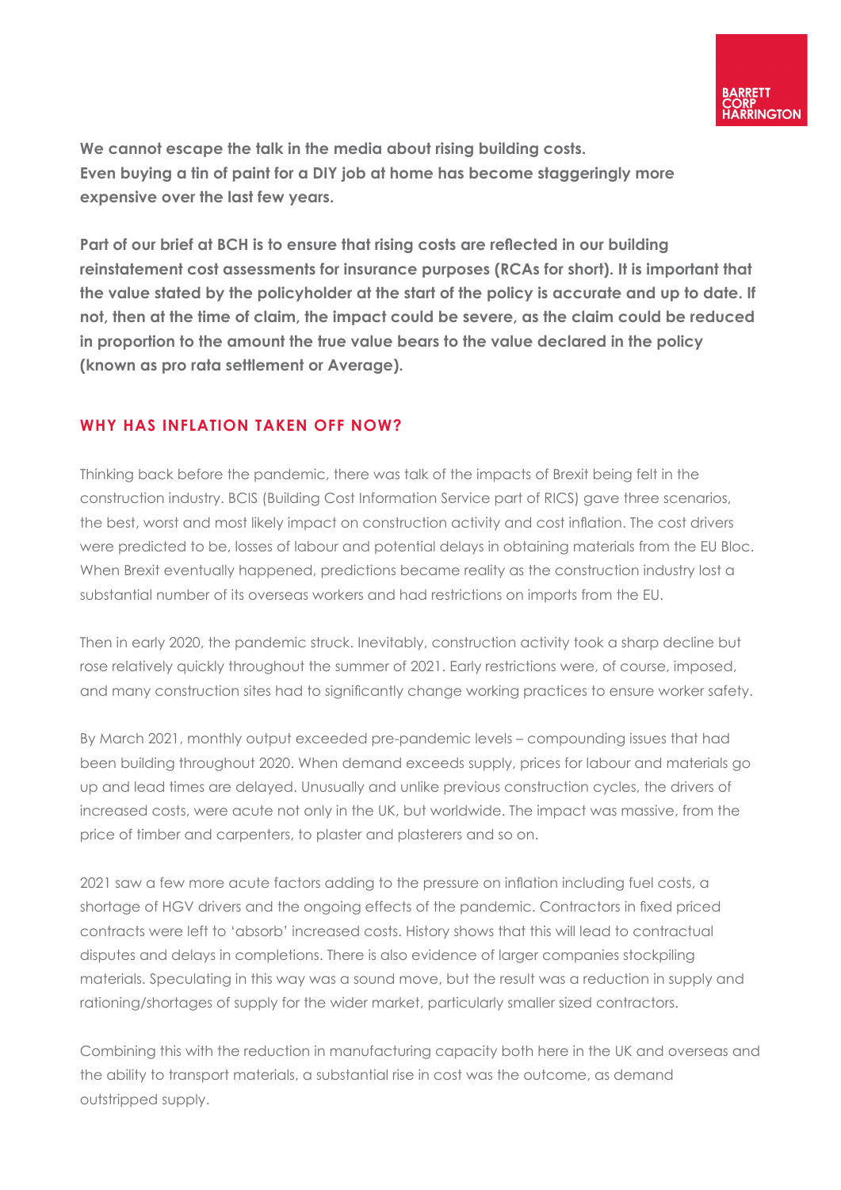**We cannot escape the talk in the media about rising building costs. Even buying a tin of paint for a DIY job at home has become staggeringly more expensive over the last few years.**

**Part of our brief at BCH is to ensure that rising costs are reflected in our building reinstatement cost assessments for insurance purposes (RCAs for short). It is important that the value stated by the policyholder at the start of the policy is accurate and up to date. If not, then at the time of claim, the impact could be severe, as the claim could be reduced in proportion to the amount the true value bears to the value declared in the policy (known as pro rata settlement or Average).**

## WHY HAS INFLATION TAKEN OFF NOW?

Thinking back before the pandemic, there was talk of the impacts of Brexit being felt in the construction industry. BCIS (Building Cost Information Service part of RICS) gave three scenarios, the best, worst and most likely impact on construction activity and cost inflation. The cost drivers were predicted to be, losses of labour and potential delays in obtaining materials from the EU Bloc. When Brexit eventually happened, predictions became reality as the construction industry lost a substantial number of its overseas workers and had restrictions on imports from the EU.

Then in early 2020, the pandemic struck. Inevitably, construction activity took a sharp decline but rose relatively quickly throughout the summer of 2021. Early restrictions were, of course, imposed, and many construction sites had to significantly change working practices to ensure worker safety.

By March 2021, monthly output exceeded pre-pandemic levels – compounding issues that had been building throughout 2020. When demand exceeds supply, prices for labour and materials go up and lead times are delayed. Unusually and unlike previous construction cycles, the drivers of increased costs, were acute not only in the UK, but worldwide. The impact was massive, from the price of timber and carpenters, to plaster and plasterers and so on.

2021 saw a few more acute factors adding to the pressure on inflation including fuel costs, a shortage of HGV drivers and the ongoing effects of the pandemic. Contractors in fixed priced contracts were left to 'absorb' increased costs. History shows that this will lead to contractual disputes and delays in completions. There is also evidence of larger companies stockpiling materials. Speculating in this way was a sound move, but the result was a reduction in supply and rationing/shortages of supply for the wider market, particularly smaller sized contractors.

Combining this with the reduction in manufacturing capacity both here in the UK and overseas and the ability to transport materials, a substantial rise in cost was the outcome, as demand outstripped supply.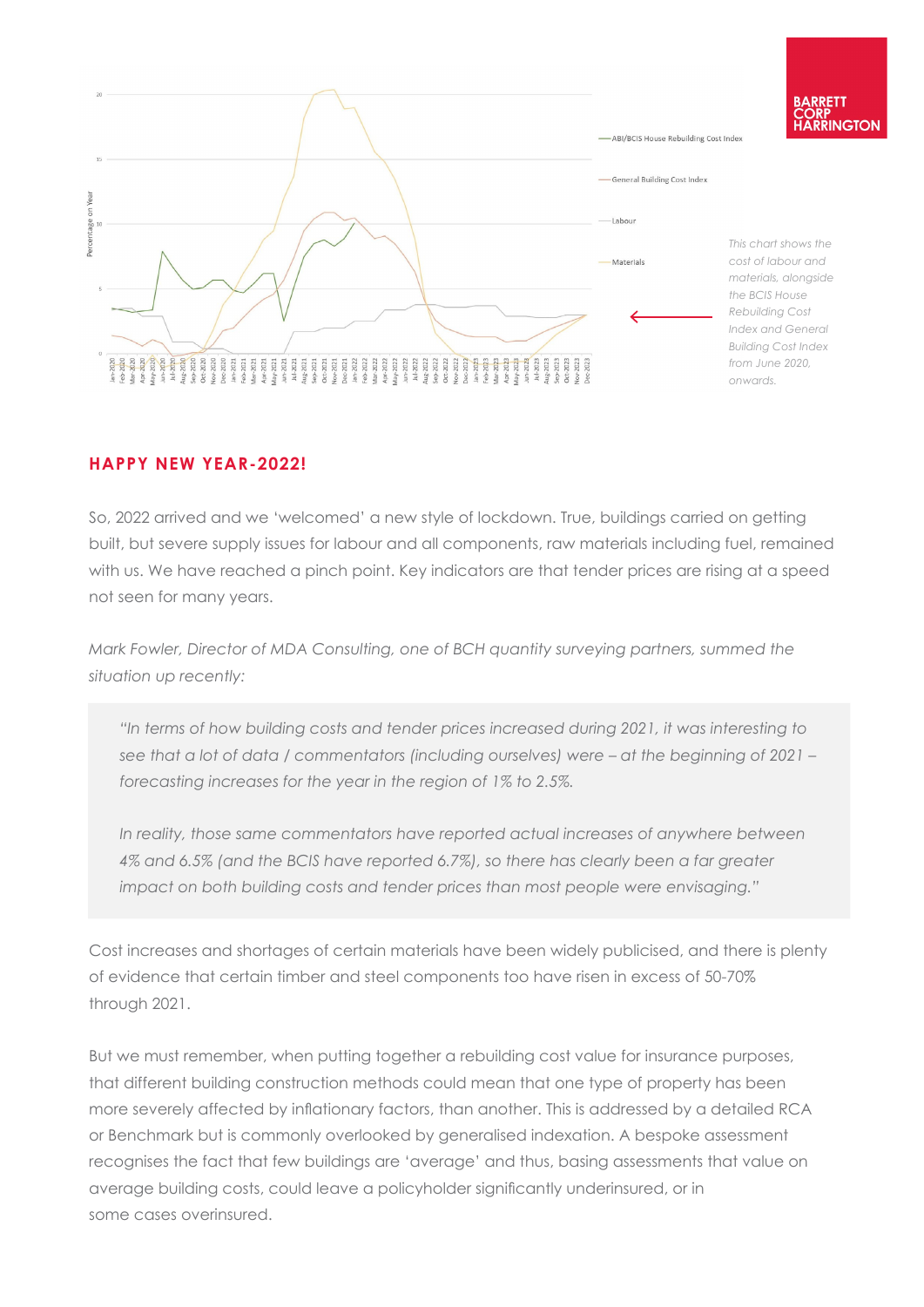This chart shows the cost of labour and materials, alongside the BCIS House Rebuilding Cost Index and General Building Cost Index from June 2020, onwards.

## HAPPY NEW YEAR-2022!

So, 2022 arrived and we 'welcomed' a new style of lockdown. True, buildings carried on getting built, but severe supply issues for labour and all components, raw materials including fuel, remained with us. We have reached a pinch point. Key indicators are that tender prices are rising at a speed not seen for many years.

*Mark Fowler, Director of MDA Consulting, one of BCH quantity surveying partners, summed the situation up recently:*

> *"In terms of how building costs and tender prices increased during 2021, it was interesting to see that a lot of data / commentators (including ourselves) were – at the beginning of 2021 – forecasting increases for the year in the region of 1% to 2.5%.*
>
> *In reality, those same commentators have reported actual increases of anywhere between 4% and 6.5% (and the BCIS have reported 6.7%), so there has clearly been a far greater impact on both building costs and tender prices than most people were envisaging."*

Cost increases and shortages of certain materials have been widely publicised, and there is plenty of evidence that certain timber and steel components too have risen in excess of 50-70% through 2021.

But we must remember, when putting together a rebuilding cost value for insurance purposes, that different building construction methods could mean that one type of property has been more severely affected by inflationary factors, than another. This is addressed by a detailed RCA or Benchmark but is commonly overlooked by generalised indexation. A bespoke assessment recognises the fact that few buildings are 'average' and thus, basing assessments that value on average building costs, could leave a policyholder significantly underinsured, or in some cases overinsured.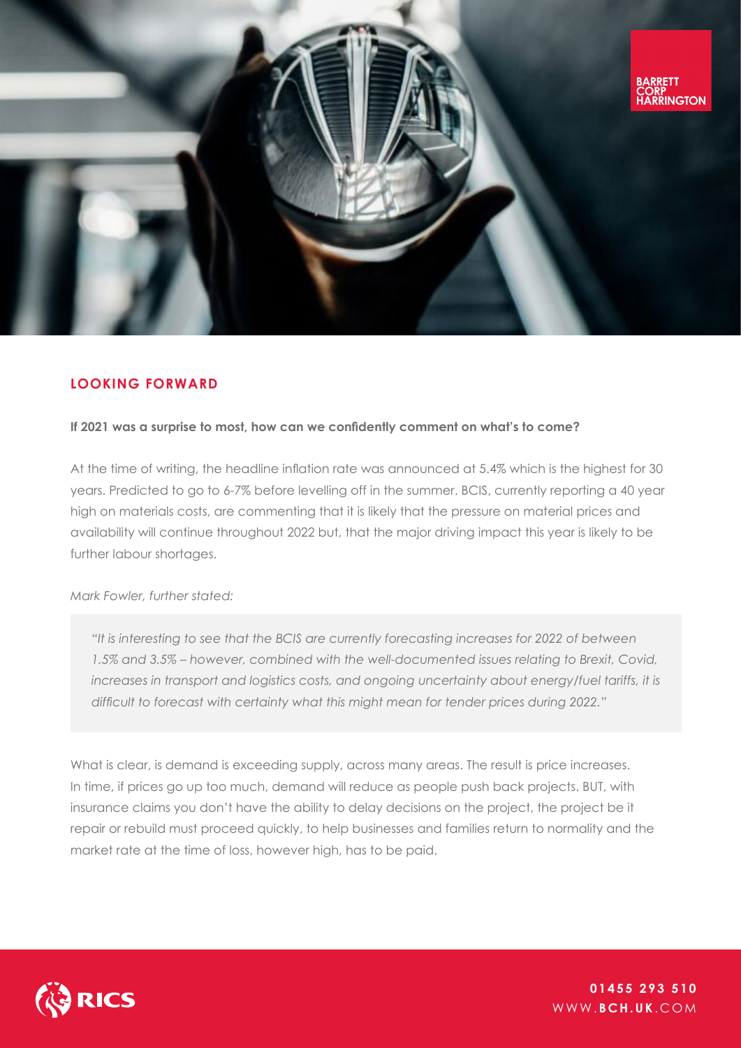## LOOKING FORWARD

**If 2021 was a surprise to most, how can we confidently comment on what's to come?**

At the time of writing, the headline inflation rate was announced at 5.4% which is the highest for 30 years. Predicted to go to 6-7% before levelling off in the summer. BCIS, currently reporting a 40 year high on materials costs, are commenting that it is likely that the pressure on material prices and availability will continue throughout 2022 but, that the major driving impact this year is likely to be further labour shortages.

*Mark Fowler, further stated:*

> *"It is interesting to see that the BCIS are currently forecasting increases for 2022 of between 1.5% and 3.5% – however, combined with the well-documented issues relating to Brexit, Covid, increases in transport and logistics costs, and ongoing uncertainty about energy/fuel tariffs, it is difficult to forecast with certainty what this might mean for tender prices during 2022."*

What is clear, is demand is exceeding supply, across many areas. The result is price increases. In time, if prices go up too much, demand will reduce as people push back projects. BUT, with insurance claims you don't have the ability to delay decisions on the project, the project be it repair or rebuild must proceed quickly, to help businesses and families return to normality and the market rate at the time of loss, however high, has to be paid.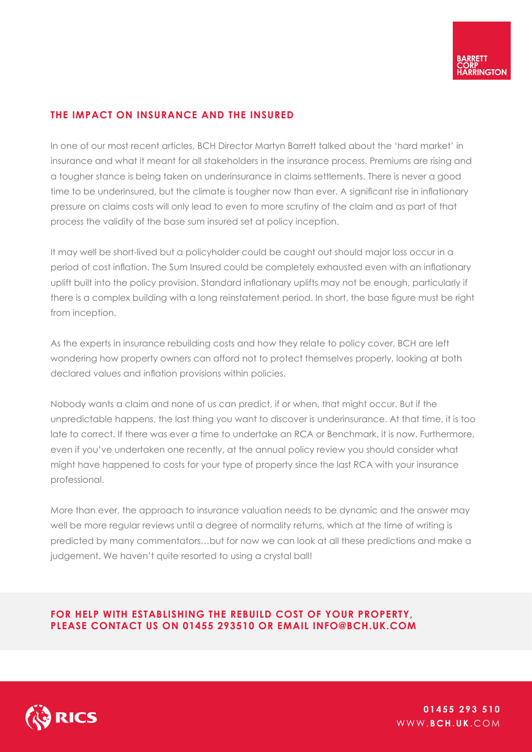## THE IMPACT ON INSURANCE AND THE INSURED

In one of our most recent articles, BCH Director Martyn Barrett talked about the 'hard market' in insurance and what it meant for all stakeholders in the insurance process. Premiums are rising and a tougher stance is being taken on underinsurance in claims settlements. There is never a good time to be underinsured, but the climate is tougher now than ever. A significant rise in inflationary pressure on claims costs will only lead to even to more scrutiny of the claim and as part of that process the validity of the base sum insured set at policy inception.

It may well be short-lived but a policyholder could be caught out should major loss occur in a period of cost inflation. The Sum Insured could be completely exhausted even with an inflationary uplift built into the policy provision. Standard inflationary uplifts may not be enough, particularly if there is a complex building with a long reinstatement period. In short, the base figure must be right from inception.

As the experts in insurance rebuilding costs and how they relate to policy cover, BCH are left wondering how property owners can afford not to protect themselves properly, looking at both declared values and inflation provisions within policies.

Nobody wants a claim and none of us can predict, if or when, that might occur. But if the unpredictable happens, the last thing you want to discover is underinsurance. At that time, it is too late to correct. If there was ever a time to undertake an RCA or Benchmark, it is now. Furthermore, even if you've undertaken one recently, at the annual policy review you should consider what might have happened to costs for your type of property since the last RCA with your insurance professional.

More than ever, the approach to insurance valuation needs to be dynamic and the answer may well be more regular reviews until a degree of normality returns, which at the time of writing is predicted by many commentators…but for now we can look at all these predictions and make a judgement. We haven't quite resorted to using a crystal ball!

**FOR HELP WITH ESTABLISHING THE REBUILD COST OF YOUR PROPERTY, PLEASE CONTACT US ON 01455 293510 OR EMAIL INFO@BCH.UK.COM**